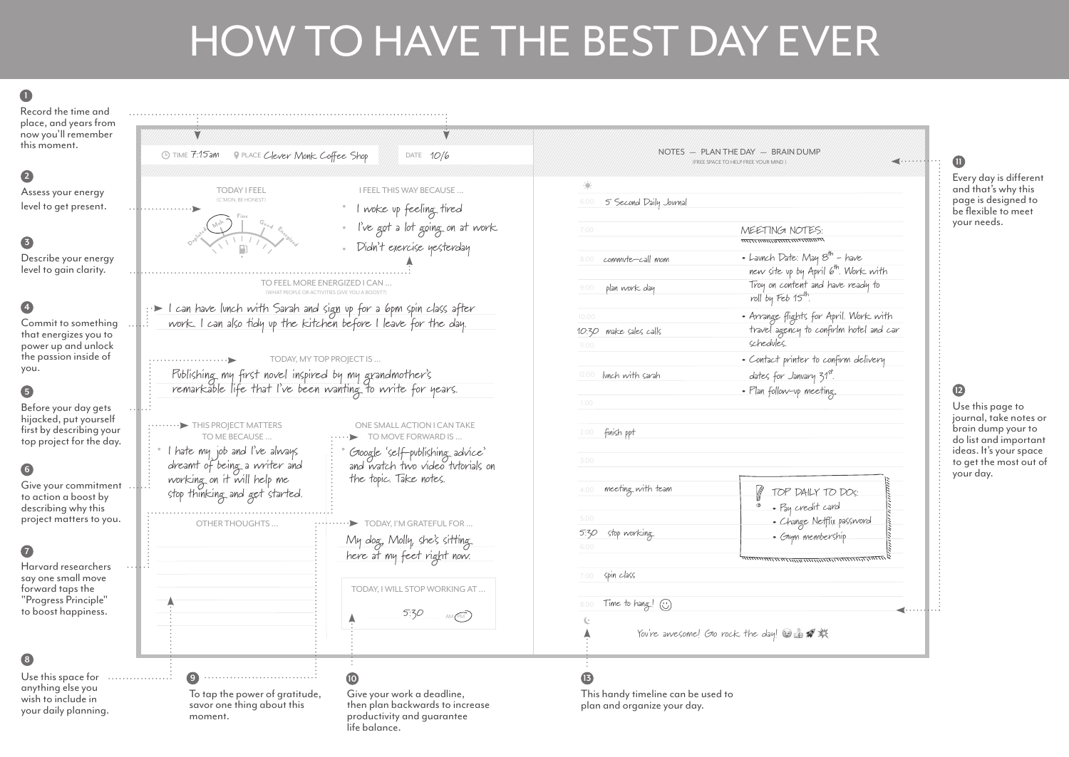# HOW TO HAVE THE BEST DAY EVER

**1** Record the time and place, and years from now you'll remember this moment.

**2** Assess your energy level to get present.

**3** Describe your energy level to gain clarity.

**4** Commit to something that energizes you to power up and unlock the passion inside of you.

**5** Before your day gets hijacked, put yourself first by describing your top project for the day.

**6** Give your commitment to action a boost by describing why this project matters to you.

**7** Harvard researchers say one small move forward taps the "Progress Principle" to boost happiness.

**8** Use this space for anything else you wish to include in your daily planning.

**9** To tap the power of gratitude, savor one thing about this moment.

**10** Give your work a deadline, then plan backwards to increase productivity and guarantee life balance.

**11** Every day is different and that's why this page is designed to be flexible to meet your needs.

**12** Use this page to journal, take notes or brain dump your to do list and important ideas. It's your space to get the most out of your day.

**13** This handy timeline can be used to plan and organize your day.

---

TIME 7:15am — PLACE Clever Monk Coffee Shop — DATE 10/6

**TODAY I FEEL** (C'MON, BE HONEST)

Depleted — Meh — Fine — Good — Energized

**I FEEL THIS WAY BECAUSE ...**

- I woke up feeling tired
- I've got a lot going on at work
- Didn't exercise yesterday

**TO FEEL MORE ENERGIZED I CAN ...** (WHAT PEOPLE OR ACTIVITIES GIVE YOU A BOOST?)

I can have lunch with Sarah and sign up for a 6pm spin class after work. I can also tidy up the kitchen before I leave for the day.

**TODAY, MY TOP PROJECT IS ...**

Publishing my first novel inspired by my grandmother's remarkable life that I've been wanting to write for years.

**THIS PROJECT MATTERS TO ME BECAUSE ...**

- I hate my job and I've always dreamt of being a writer and working on it will help me stop thinking and get started.

**ONE SMALL ACTION I CAN TAKE TO MOVE FORWARD IS ...**

- Google 'self-publishing advice' and watch two video tutorials on the topic. Take notes.

**OTHER THOUGHTS ...**

**TODAY, I'M GRATEFUL FOR ...**

My dog, Molly, she's sitting here at my feet right now.

**TODAY, I WILL STOP WORKING AT ...** 5:30 PM

---

**NOTES — PLAN THE DAY — BRAIN DUMP** (FREE SPACE TO HELP FREE YOUR MIND)

- 6:00 5 Second Daily Journal
- 7:00
- 8:00 commute–call mom
- 9:00 plan work day
- 10:00
- 10:30 make sales calls
- 11:00
- 12:00 lunch with sarah
- 1:00
- 2:00 finish ppt
- 3:00
- 4:00 meeting with team
- 5:00
- 5:30 stop working
- 6:00
- 7:00 spin class
- 8:00 Time to hang! ☺

MEETING NOTES:

- Launch Date: May 8th – have new site up by April 6th. Work with Troy on content and have ready to roll by Feb 15th.
- Arrange flights for April. Work with travel agency to confirm hotel and car schedules.
- Contact printer to confirm delivery dates for January 31st.
- Plan follow-up meeting.

TOP DAILY TO DOs:

- Pay credit card
- Change Netflix password
- Gym membership

You're awesome! Go rock the day!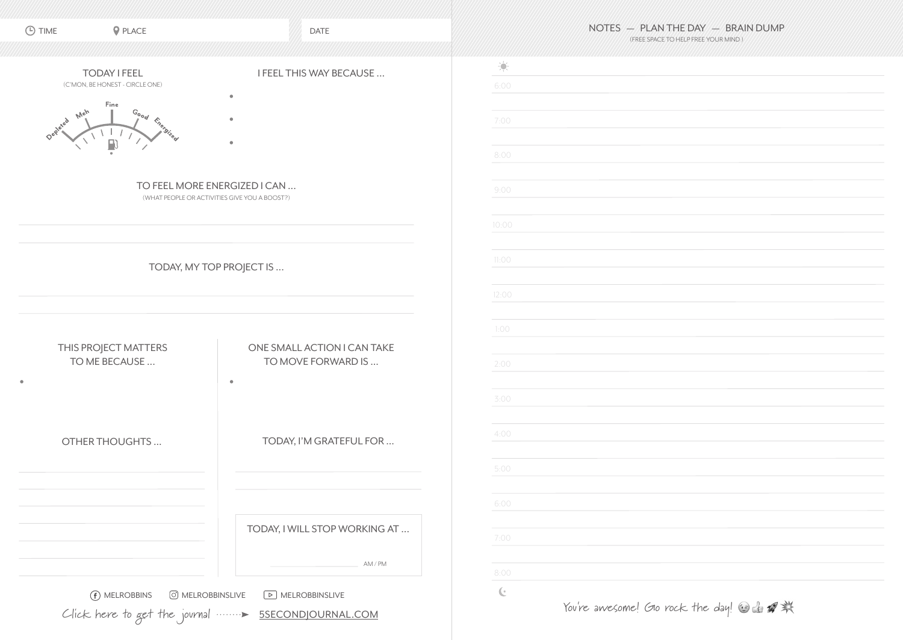TIME PLACE DATE

## TODAY I FEEL

(C'MON, BE HONEST - CIRCLE ONE)

Depleted Meh Fine Good Energized

## I FEEL THIS WAY BECAUSE …

- 
- 
- 

## TO FEEL MORE ENERGIZED I CAN …

(WHAT PEOPLE OR ACTIVITIES GIVE YOU A BOOST?)

## TODAY, MY TOP PROJECT IS …

## THIS PROJECT MATTERS TO ME BECAUSE …

- 

## ONE SMALL ACTION I CAN TAKE TO MOVE FORWARD IS …

- 

## OTHER THOUGHTS …

## TODAY, I'M GRATEFUL FOR …

## TODAY, I WILL STOP WORKING AT …

AM / PM

MELROBBINS MELROBBINSLIVE MELROBBINSLIVE

Click here to get the journal ········► 5SECONDJOURNAL.COM

## NOTES — PLAN THE DAY — BRAIN DUMP

(FREE SPACE TO HELP FREE YOUR MIND)

6:00

7:00

8:00

9:00

10:00

11:00

12:00

1:00

2:00

3:00

4:00

5:00

6:00

7:00

8:00

You're awesome! Go rock the day!